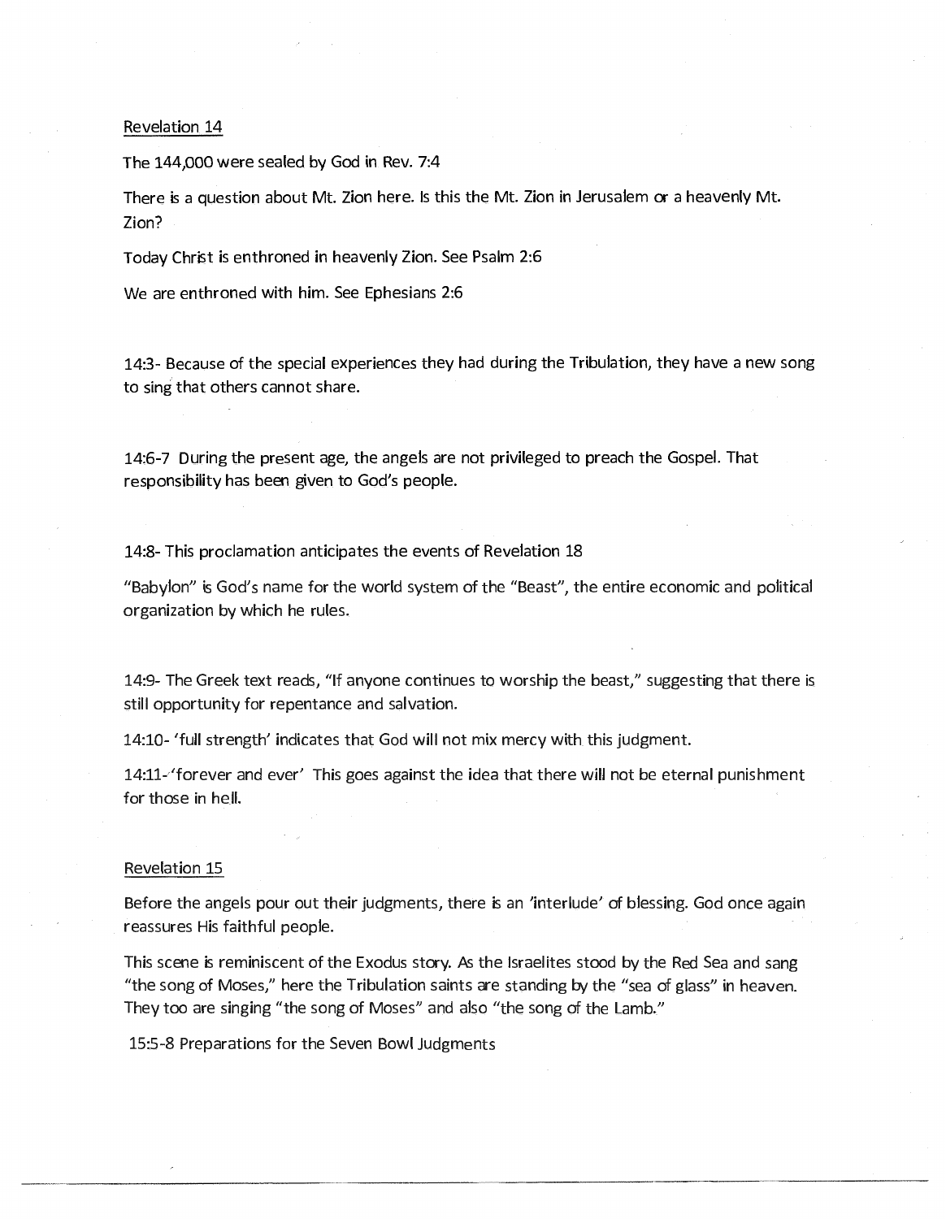Revelation 14

The 144,000 were sealed by God in Rev. 7:4

There is a question about Mt. Zion here. Is this the Mt. Zion in Jerusalem or a heavenly Mt. Zion?

Today Christ is enthroned in heavenly Zion. See Psalm 2:6

We are enthroned with him. See Ephesians 2:6

14:3- Because of the special experiences they had during the Tribulation, they have a new song to sing that others cannot share.

14:6-7 During the present age, the angels are not privileged to preach the Gospel. That responsibility has been given to God's people.

14:8- This proclamation anticipates the events of Revelation 18

"Babylon" is God's name for the world system of the "Beast", the entire economic and political organization by which he rules.

14:9- The Greek text reads, "If anyone continues to worship the beast," suggesting that there is still opportunity for repentance and salvation.

14:10- 'full strength' indicates that God will not mix mercy with this judgment.

14:11-'forever and ever' This goes against the idea that there will not be eternal punishment for those in hell.

Revelation 15

Before the angels pour out their judgments, there is an 'interlude' of blessing. God once again reassures His faithful people.

This scene is reminiscent of the Exodus story. As the Israelites stood by the Red Sea and sang "the song of Moses," here the Tribulation saints are standing by the "sea of glass" in heaven. They too are singing "the song of Moses" and also "the song of the Lamb."

15:5-8 Preparations for the Seven Bowl Judgments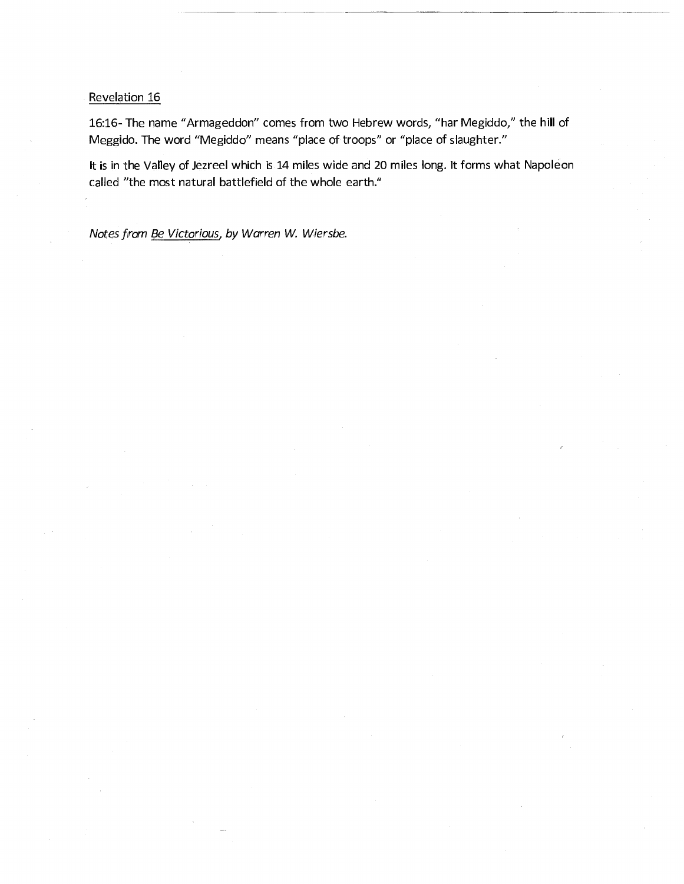Revelation 16

16:16- The name "Armageddon" comes from two Hebrew words, "har Megiddo," the hill of Meggido. The word "Megiddo" means "place of troops" or "place of slaughter."

It is in the Valley of Jezreel which is 14 miles wide and 20 miles long. It forms what Napoleon called "the most natural battlefield of the whole earth."

*Notes from Be Victorious, by Warren W. Wiersbe.*